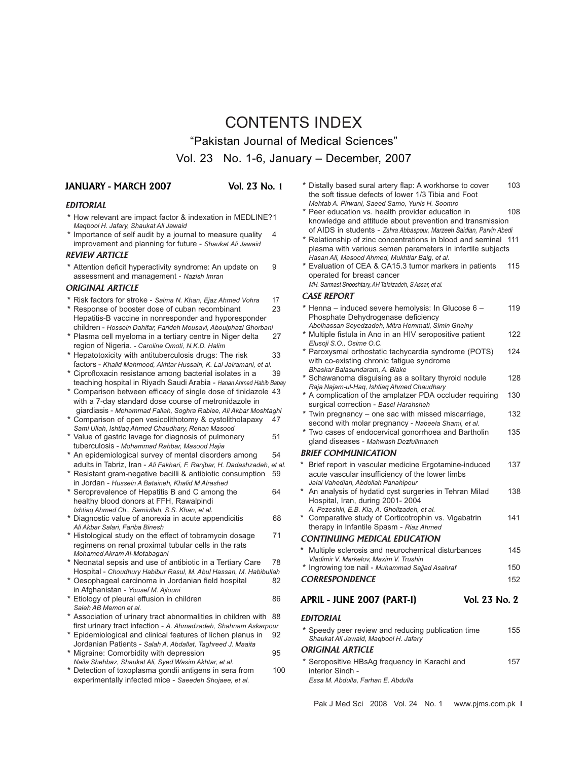# CONTENTS INDEX

"Pakistan Journal of Medical Sciences"

Vol. 23 No. 1-6, January – December, 2007

## JANUARY - MARCH 2007 Vol. 23 No. 1

### EDITORIAL

* How relevant are impact factor & indexation in MEDLINE? 1
  *Maqbool H. Jafary, Shaukat Ali Jawaid*
* Importance of self audit by a journal to measure quality improvement and planning for future - *Shaukat Ali Jawaid* 4

### REVIEW ARTICLE

* Attention deficit hyperactivity syndrome: An update on assessment and management - *Nazish Imran* 9

### ORIGINAL ARTICLE

* Risk factors for stroke - *Salma N. Khan, Ejaz Ahmed Vohra* 17
* Response of booster dose of cuban recombinant Hepatitis-B vaccine in nonresponder and hyporesponder children - *Hossein Dahifar, Farideh Mousavi, Aboulphazl Ghorbani* 23
* Plasma cell myeloma in a tertiary centre in Niger delta region of Nigeria. - *Caroline Omoti, N.K.D. Halim* 27
* Hepatotoxicity with antituberculosis drugs: The risk factors - *Khalid Mahmood, Akhtar Hussain, K. Lal Jairamani, et al.* 33
* Ciprofloxacin resistance among bacterial isolates in a teaching hospital in Riyadh Saudi Arabia - *Hanan Ahmed Habib Babay* 39
* Comparison between efficacy of single dose of tinidazole with a 7-day standard dose course of metronidazole in giardiasis - *Mohammad Fallah, Soghra Rabiee, Ali Akbar Moshtaghi* 43
* Comparison of open vesicolithotomy & cystolitholapaxy - *Sami Ullah, Ishtiaq Ahmed Chaudhary, Rehan Masood* 47
* Value of gastric lavage for diagnosis of pulmonary tuberculosis - *Mohammad Rahbar, Masood Hajia* 51
* An epidemiological survey of mental disorders among adults in Tabriz, Iran - *Ali Fakhari, F. Ranjbar, H. Dadashzadeh, et al.* 54
* Resistant gram-negative bacilli & antibiotic consumption in Jordan - *Hussein A Bataineh, Khalid M Alrashed* 59
* Seroprevalence of Hepatitis B and C among the healthy blood donors at FFH, Rawalpindi - *Ishtiaq Ahmed Ch., Samiullah, S.S. Khan, et al.* 64
* Diagnostic value of anorexia in acute appendicitis - *Ali Akbar Salari, Fariba Binesh* 68
* Histological study on the effect of tobramycin dosage regimens on renal proximal tubular cells in the rats - *Mohamed Akram Al-Motabagani* 71
* Neonatal sepsis and use of antibiotic in a Tertiary Care Hospital - *Choudhury Habibur Rasul, M. Abul Hassan, M. Habibullah* 78
* Oesophageal carcinoma in Jordanian field hospital in Afghanistan - *Yousef M. Ajlouni* 82
* Etiology of pleural effusion in children - *Saleh AB Memon et al.* 86
* Association of urinary tract abnormalities in children with first urinary tract infection - *A. Ahmadzadeh, Shahnam Askarpour* 88
* Epidemiological and clinical features of lichen planus in Jordanian Patients - *Salah A. Abdallat, Taghreed J. Maaita* 92
* Migraine: Comorbidity with depression - *Naila Shehbaz, Shaukat Ali, Syed Wasim Akhtar, et al.* 95
* Detection of toxoplasma gondii antigens in sera from experimentally infected mice - *Saeedeh Shojaee, et al.* 100
* Distally based sural artery flap: A workhorse to cover the soft tissue defects of lower 1/3 Tibia and Foot - *Mehtab A. Pirwani, Saeed Samo, Yunis H. Soomro* 103
* Peer education vs. health provider education in knowledge and attitude about prevention and transmission of AIDS in students - *Zahra Abbaspour, Marzeeh Saidian, Parvin Abedi* 108
* Relationship of zinc concentrations in blood and seminal plasma with various semen parameters in infertile subjects - *Hasan Ali, Masood Ahmed, Mukhtiar Baig, et al.* 111
* Evaluation of CEA & CA15.3 tumor markers in patients operated for breast cancer - *MH. Sarmast Shooshtary, AH Talaizadeh, S Assar, et al.* 115

### CASE REPORT

* Henna – induced severe hemolysis: In Glucose 6 – Phosphate Dehydrogenase deficiency - *Abolhassan Seyedzadeh, Mitra Hemmati, Simin Gheiny* 119
* Multiple fistula in Ano in an HIV seropositive patient - *Elusoji S.O., Osime O.C.* 122
* Paroxysmal orthostatic tachycardia syndrome (POTS) with co-existing chronic fatigue syndrome - *Bhaskar Balasundaram, A. Blake* 124
* Schawanoma disguising as a solitary thyroid nodule - *Raja Najam-ul-Haq, Ishtiaq Ahmed Chaudhary* 128
* A complication of the amplatzer PDA occluder requiring surgical correction - *Basel Harahsheh* 130
* Twin pregnancy – one sac with missed miscarriage, second with molar pregnancy - *Nabeela Shami, et al.* 132
* Two cases of endocervical gonorrhoea and Bartholin gland diseases - *Mahwash Dezfulimaneh* 135

### BRIEF COMMUNICATION

* Brief report in vascular medicine Ergotamine-induced acute vascular insufficiency of the lower limbs - *Jalal Vahedian, Abdollah Panahipour* 137
* An analysis of hydatid cyst surgeries in Tehran Milad Hospital, Iran, during 2001- 2004 - *A. Pezeshki, E.B. Kia, A. Gholizadeh, et al.* 138
* Comparative study of Corticotrophin vs. Vigabatrin therapy in Infantile Spasm - *Riaz Ahmed* 141

### CONTINUING MEDICAL EDUCATION

* Multiple sclerosis and neurochemical disturbances - *Vladimir V. Markelov, Maxim V. Trushin* 145
* Ingrowing toe nail - *Muhammad Sajjad Asahraf* 150

### CORRESPONDENCE 152

## APRIL - JUNE 2007 (PART-I) Vol. 23 No. 2

### EDITORIAL

* Speedy peer review and reducing publication time - *Shaukat Ali Jawaid, Maqbool H. Jafary* 155

### ORIGINAL ARTICLE

* Seropositive HBsAg frequency in Karachi and interior Sindh - *Essa M. Abdulla, Farhan E. Abdulla* 157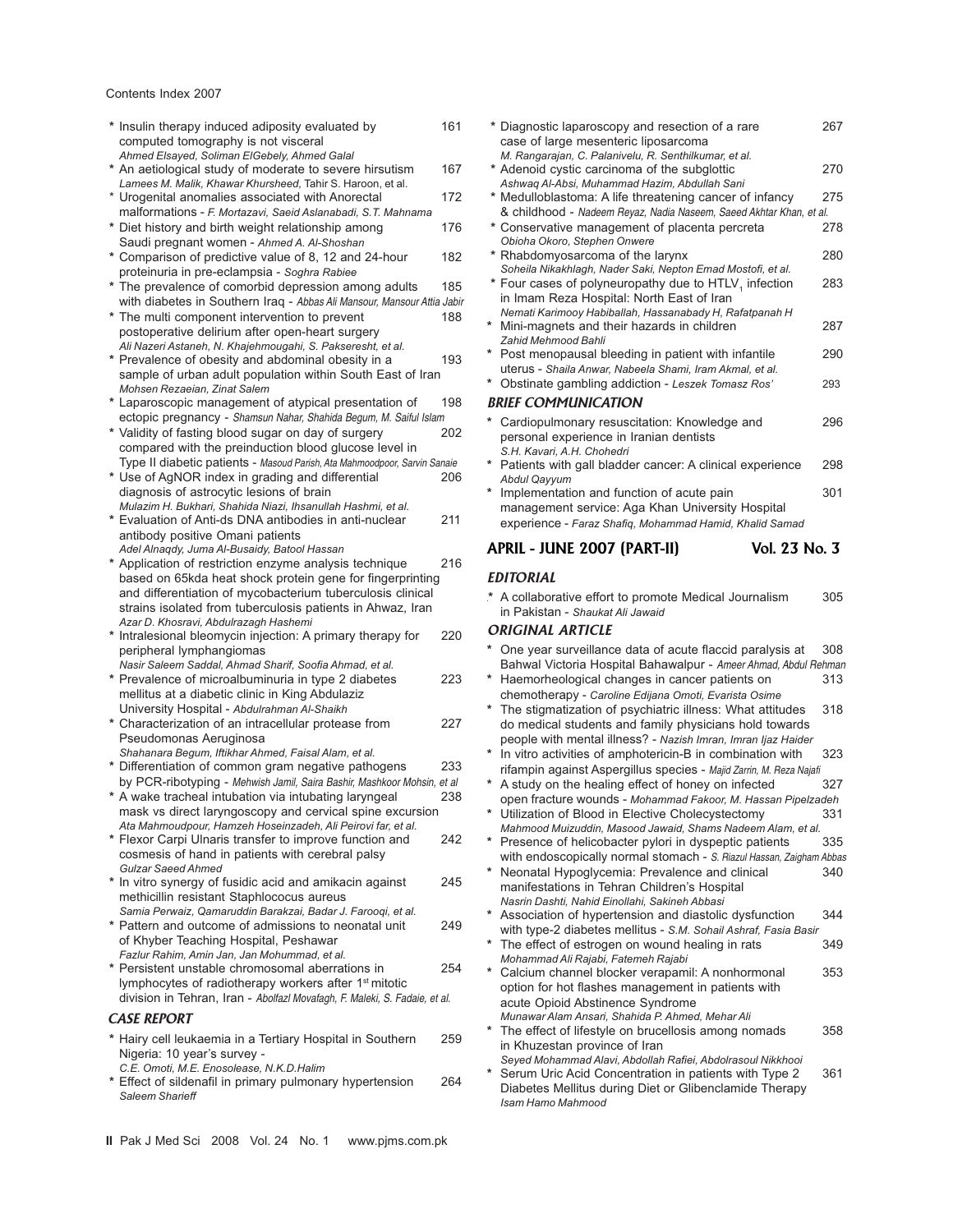Contents Index 2007

* Insulin therapy induced adiposity evaluated by computed tomography is not visceral 161
  *Ahmed Elsayed, Soliman ElGebely, Ahmed Galal*
* An aetiological study of moderate to severe hirsutism 167
  *Lamees M. Malik, Khawar Khursheed,* Tahir S. Haroon, et al.
* Urogenital anomalies associated with Anorectal malformations - *F. Mortazavi, Saeid Aslanabadi, S.T. Mahnama* 172
* Diet history and birth weight relationship among Saudi pregnant women - *Ahmed A. Al-Shoshan* 176
* Comparison of predictive value of 8, 12 and 24-hour proteinuria in pre-eclampsia - *Soghra Rabiee* 182
* The prevalence of comorbid depression among adults with diabetes in Southern Iraq - *Abbas Ali Mansour, Mansour Attia Jabir* 185
* The multi component intervention to prevent postoperative delirium after open-heart surgery 188
  *Ali Nazeri Astaneh, N. Khajehmougahi, S. Pakseresht, et al.*
* Prevalence of obesity and abdominal obesity in a sample of urban adult population within South East of Iran 193
  *Mohsen Rezaeian, Zinat Salem*
* Laparoscopic management of atypical presentation of ectopic pregnancy - *Shamsun Nahar, Shahida Begum, M. Saiful Islam* 198
* Validity of fasting blood sugar on day of surgery compared with the preinduction blood glucose level in Type II diabetic patients - *Masoud Parish, Ata Mahmoodpoor, Sarvin Sanaie* 202
* Use of AgNOR index in grading and differential diagnosis of astrocytic lesions of brain 206
  *Mulazim H. Bukhari, Shahida Niazi, Ihsanullah Hashmi, et al.*
* Evaluation of Anti-ds DNA antibodies in anti-nuclear antibody positive Omani patients 211
  *Adel Alnaqdy, Juma Al-Busaidy, Batool Hassan*
* Application of restriction enzyme analysis technique based on 65kda heat shock protein gene for fingerprinting and differentiation of mycobacterium tuberculosis clinical strains isolated from tuberculosis patients in Ahwaz, Iran 216
  *Azar D. Khosravi, Abdulrazagh Hashemi*
* Intralesional bleomycin injection: A primary therapy for peripheral lymphangiomas 220
  *Nasir Saleem Saddal, Ahmad Sharif, Soofia Ahmad, et al.*
* Prevalence of microalbuminuria in type 2 diabetes mellitus at a diabetic clinic in King Abdulaziz University Hospital - *Abdulrahman Al-Shaikh* 223
* Characterization of an intracellular protease from Pseudomonas Aeruginosa 227
  *Shahanara Begum, Iftikhar Ahmed, Faisal Alam, et al.*
* Differentiation of common gram negative pathogens by PCR-ribotyping - *Mehwish Jamil, Saira Bashir, Mashkoor Mohsin, et al* 233
* A wake tracheal intubation via intubating laryngeal mask vs direct laryngoscopy and cervical spine excursion 238
  *Ata Mahmoudpour, Hamzeh Hoseinzadeh, Ali Peirovi far, et al.*
* Flexor Carpi Ulnaris transfer to improve function and cosmesis of hand in patients with cerebral palsy 242
  *Gulzar Saeed Ahmed*
* In vitro synergy of fusidic acid and amikacin against methicillin resistant Staphlococus aureus 245
  *Samia Perwaiz, Qamaruddin Barakzai, Badar J. Farooqi, et al.*
* Pattern and outcome of admissions to neonatal unit of Khyber Teaching Hospital, Peshawar 249
  *Fazlur Rahim, Amin Jan, Jan Mohummad, et al.*
* Persistent unstable chromosomal aberrations in lymphocytes of radiotherapy workers after 1st mitotic division in Tehran, Iran - *Abolfazl Movafagh, F. Maleki, S. Fadaie, et al.* 254

### CASE REPORT

* Hairy cell leukaemia in a Tertiary Hospital in Southern Nigeria: 10 year's survey - 259
  *C.E. Omoti, M.E. Enosolease, N.K.D.Halim*
* Effect of sildenafil in primary pulmonary hypertension 264
  *Saleem Sharieff*
* Diagnostic laparoscopy and resection of a rare case of large mesenteric liposarcoma 267
  *M. Rangarajan, C. Palanivelu, R. Senthilkumar, et al.*
* Adenoid cystic carcinoma of the subglottic 270
  *Ashwaq Al-Absi, Muhammad Hazim, Abdullah Sani*
* Medulloblastoma: A life threatening cancer of infancy & childhood - *Nadeem Reyaz, Nadia Naseem, Saeed Akhtar Khan, et al.* 275
* Conservative management of placenta percreta 278
  *Obioha Okoro, Stephen Onwere*
* Rhabdomyosarcoma of the larynx 280
  *Soheila Nikakhlagh, Nader Saki, Nepton Emad Mostofi, et al.*
* Four cases of polyneuropathy due to $HTLV_1$ infection in Imam Reza Hospital: North East of Iran 283
  *Nemati Karimooy Habiballah, Hassanabady H, Rafatpanah H*
* Mini-magnets and their hazards in children 287
  *Zahid Mehmood Bahli*
* Post menopausal bleeding in patient with infantile uterus - *Shaila Anwar, Nabeela Shami, Iram Akmal, et al.* 290
* Obstinate gambling addiction - *Leszek Tomasz Ros'* 293

### BRIEF COMMUNICATION

* Cardiopulmonary resuscitation: Knowledge and personal experience in Iranian dentists 296
  *S.H. Kavari, A.H. Chohedri*
* Patients with gall bladder cancer: A clinical experience 298
  *Abdul Qayyum*
* Implementation and function of acute pain management service: Aga Khan University Hospital experience - *Faraz Shafiq, Mohammad Hamid, Khalid Samad* 301

## APRIL - JUNE 2007 (PART-II) Vol. 23 No. 3

### EDITORIAL

* A collaborative effort to promote Medical Journalism in Pakistan - *Shaukat Ali Jawaid* 305

### ORIGINAL ARTICLE

* One year surveillance data of acute flaccid paralysis at Bahwal Victoria Hospital Bahawalpur - *Ameer Ahmad, Abdul Rehman* 308
* Haemorheological changes in cancer patients on chemotherapy - *Caroline Edijana Omoti, Evarista Osime* 313
* The stigmatization of psychiatric illness: What attitudes do medical students and family physicians hold towards people with mental illness? - *Nazish Imran, Imran Ijaz Haider* 318
* In vitro activities of amphotericin-B in combination with rifampin against Aspergillus species - *Majid Zarrin, M. Reza Najafi* 323
* A study on the healing effect of honey on infected open fracture wounds - *Mohammad Fakoor, M. Hassan Pipelzadeh* 327
* Utilization of Blood in Elective Cholecystectomy 331
  *Mahmood Muizuddin, Masood Jawaid, Shams Nadeem Alam, et al.*
* Presence of helicobacter pylori in dyspeptic patients with endoscopically normal stomach - *S. Riazul Hassan, Zaigham Abbas* 335
* Neonatal Hypoglycemia: Prevalence and clinical manifestations in Tehran Children's Hospital 340
  *Nasrin Dashti, Nahid Einollahi, Sakineh Abbasi*
* Association of hypertension and diastolic dysfunction with type-2 diabetes mellitus - *S.M. Sohail Ashraf, Fasia Basir* 344
* The effect of estrogen on wound healing in rats 349
  *Mohammad Ali Rajabi, Fatemeh Rajabi*
* Calcium channel blocker verapamil: A nonhormonal option for hot flashes management in patients with acute Opioid Abstinence Syndrome 353
  *Munawar Alam Ansari, Shahida P. Ahmed, Mehar Ali*
* The effect of lifestyle on brucellosis among nomads in Khuzestan province of Iran 358
  *Seyed Mohammad Alavi, Abdollah Rafiei, Abdolrasoul Nikkhooi*
* Serum Uric Acid Concentration in patients with Type 2 Diabetes Mellitus during Diet or Glibenclamide Therapy 361
  *Isam Hamo Mahmood*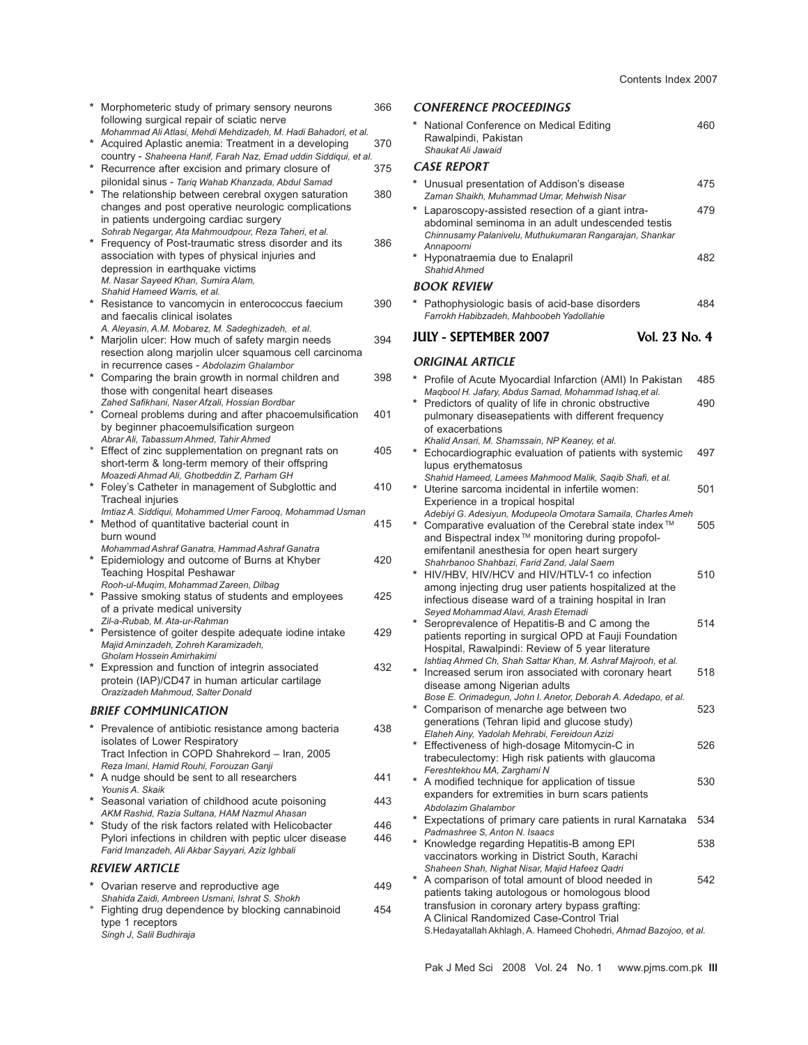* Morphometeric study of primary sensory neurons following surgical repair of sciatic nerve — 366
  *Mohammad Ali Atlasi, Mehdi Mehdizadeh, M. Hadi Bahadori, et al.*
* Acquired Aplastic anemia: Treatment in a developing country - *Shaheena Hanif, Farah Naz, Emad uddin Siddiqui, et al.* — 370
* Recurrence after excision and primary closure of pilonidal sinus - *Tariq Wahab Khanzada, Abdul Samad* — 375
* The relationship between cerebral oxygen saturation changes and post operative neurologic complications in patients undergoing cardiac surgery — 380
  *Sohrab Negargar, Ata Mahmoudpour, Reza Taheri, et al.*
* Frequency of Post-traumatic stress disorder and its association with types of physical injuries and depression in earthquake victims — 386
  *M. Nasar Sayeed Khan, Sumira Alam, Shahid Hameed Warris, et al.*
* Resistance to vancomycin in enterococcus faecium and faecalis clinical isolates — 390
  *A. Aleyasin, A.M. Mobarez, M. Sadeghizadeh, et al.*
* Marjolin ulcer: How much of safety margin needs resection along marjolin ulcer squamous cell carcinoma in recurrence cases - *Abdolazim Ghalambor* — 394
* Comparing the brain growth in normal children and those with congenital heart diseases — 398
  *Zahed Safikhani, Naser Afzali, Hossian Bordbar*
* Corneal problems during and after phacoemulsification by beginner phacoemulsification surgeon — 401
  *Abrar Ali, Tabassum Ahmed, Tahir Ahmed*
* Effect of zinc supplementation on pregnant rats on short-term & long-term memory of their offspring — 405
  *Moazedi Ahmad Ali, Ghotbeddin Z, Parham GH*
* Foley's Catheter in management of Subglottic and Tracheal injuries — 410
  *Imtiaz A. Siddiqui, Mohammed Umer Farooq, Mohammad Usman*
* Method of quantitative bacterial count in burn wound — 415
  *Mohammad Ashraf Ganatra, Hammad Ashraf Ganatra*
* Epidemiology and outcome of Burns at Khyber Teaching Hospital Peshawar — 420
  *Rooh-ul-Muqim, Mohammad Zareen, Dilbag*
* Passive smoking status of students and employees of a private medical university — 425
  *Zil-a-Rubab, M. Ata-ur-Rahman*
* Persistence of goiter despite adequate iodine intake — 429
  *Majid Aminzadeh, Zohreh Karamizadeh, Gholam Hossein Amirhakimi*
* Expression and function of integrin associated protein (IAP)/CD47 in human articular cartilage — 432
  *Orazizadeh Mahmoud, Salter Donald*

### BRIEF COMMUNICATION

* Prevalence of antibiotic resistance among bacteria isolates of Lower Respiratory Tract Infection in COPD Shahrekord – Iran, 2005 — 438
  *Reza Imani, Hamid Rouhi, Forouzan Ganji*
* A nudge should be sent to all researchers — 441
  *Younis A. Skaik*
* Seasonal variation of childhood acute poisoning — 443
  *AKM Rashid, Razia Sultana, HAM Nazmul Ahasan*
* Study of the risk factors related with Helicobacter Pylori infections in children with peptic ulcer disease — 446
  *Farid Imanzadeh, Ali Akbar Sayyari, Aziz Ighbali*

### REVIEW ARTICLE

* Ovarian reserve and reproductive age — 449
  *Shahida Zaidi, Ambreen Usmani, Ishrat S. Shokh*
* Fighting drug dependence by blocking cannabinoid type 1 receptors — 454
  *Singh J, Salil Budhiraja*

### CONFERENCE PROCEEDINGS

* National Conference on Medical Editing Rawalpindi, Pakistan — 460
  *Shaukat Ali Jawaid*

### CASE REPORT

* Unusual presentation of Addison's disease — 475
  *Zaman Shaikh, Muhammad Umar, Mehwish Nisar*
* Laparoscopy-assisted resection of a giant intra-abdominal seminoma in an adult undescended testis — 479
  *Chinnusamy Palanivelu, Muthukumaran Rangarajan, Shankar Annapoorni*
* Hyponatraemia due to Enalapril — 482
  *Shahid Ahmed*

### BOOK REVIEW

* Pathophysiologic basis of acid-base disorders — 484
  *Farrokh Habibzadeh, Mahboobeh Yadollahie*

## JULY - SEPTEMBER 2007 — Vol. 23 No. 4

### ORIGINAL ARTICLE

* Profile of Acute Myocardial Infarction (AMI) In Pakistan — 485
  *Maqbool H. Jafary, Abdus Samad, Mohammad Ishaq,et al.*
* Predictors of quality of life in chronic obstructive pulmonary diseasepatients with different frequency of exacerbations — 490
  *Khalid Ansari, M. Shamssain, NP Keaney, et al.*
* Echocardiographic evaluation of patients with systemic lupus erythematosus — 497
  *Shahid Hameed, Lamees Mahmood Malik, Saqib Shafi, et al.*
* Uterine sarcoma incidental in infertile women: Experience in a tropical hospital — 501
  *Adebiyi G. Adesiyun, Modupeola Omotara Samaila, Charles Ameh*
* Comparative evaluation of the Cerebral state index™ and Bispectral index™ monitoring during propofol-emifentanil anesthesia for open heart surgery — 505
  *Shahrbanoo Shahbazi, Farid Zand, Jalal Saem*
* HIV/HBV, HIV/HCV and HIV/HTLV-1 co infection among injecting drug user patients hospitalized at the infectious disease ward of a training hospital in Iran — 510
  *Seyed Mohammad Alavi, Arash Etemadi*
* Seroprevalence of Hepatitis-B and C among the patients reporting in surgical OPD at Fauji Foundation Hospital, Rawalpindi: Review of 5 year literature — 514
  *Ishtiaq Ahmed Ch, Shah Sattar Khan, M. Ashraf Majrooh, et al.*
* Increased serum iron associated with coronary heart disease among Nigerian adults — 518
  *Bose E. Orimadegun, John I. Anetor, Deborah A. Adedapo, et al.*
* Comparison of menarche age between two generations (Tehran lipid and glucose study) — 523
  *Elaheh Ainy, Yadolah Mehrabi, Fereidoun Azizi*
* Effectiveness of high-dosage Mitomycin-C in trabeculectomy: High risk patients with glaucoma — 526
  *Fereshtekhou MA, Zarghami N*
* A modified technique for application of tissue expanders for extremities in burn scars patients — 530
  *Abdolazim Ghalambor*
* Expectations of primary care patients in rural Karnataka — 534
  *Padmashree S, Anton N. Isaacs*
* Knowledge regarding Hepatitis-B among EPI vaccinators working in District South, Karachi — 538
  *Shaheen Shah, Nighat Nisar, Majid Hafeez Qadri*
* A comparison of total amount of blood needed in patients taking autologous or homologous blood transfusion in coronary artery bypass grafting: A Clinical Randomized Case-Control Trial — 542
  S.Hedayatallah Akhlagh, A. Hameed Chohedri, *Ahmad Bazojoo, et al.*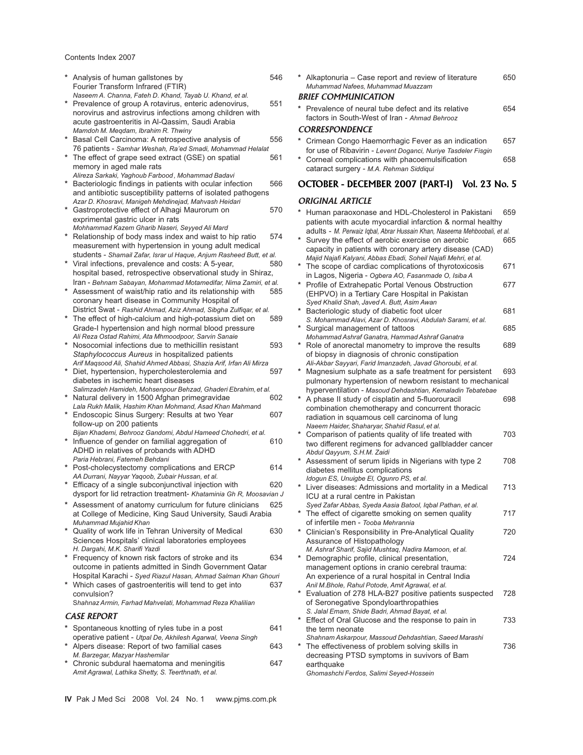Contents Index 2007

- * Analysis of human gallstones by Fourier Transform Infrared (FTIR) 546
  *Naseem A. Channa, Fateh D. Khand, Tayab U. Khand, et al.*
- * Prevalence of group A rotavirus, enteric adenovirus, norovirus and astrovirus infections among children with acute gastroenteritis in Al-Qassim, Saudi Arabia 551
  *Mamdoh M. Meqdam, Ibrahim R. Thwiny*
- * Basal Cell Carcinoma: A retrospective analysis of 76 patients - *Samhar Weshah, Ra'ed Smadi, Mohammad Helalat* 556
- * The effect of grape seed extract (GSE) on spatial memory in aged male rats 561
  *Alireza Sarkaki, Yaghoub Farbood , Mohammad Badavi*
- * Bacteriologic findings in patients with ocular infection and antibiotic susceptibility patterns of isolated pathogens 566
  *Azar D. Khosravi, Manigeh Mehdinejad, Mahvash Heidari*
- * Gastroprotective effect of Alhagi Maurorum on exprimental gastric ulcer in rats 570
  *Mohhammad Kazem Gharib Naseri, Seyyed Ali Mard*
- * Relationship of body mass index and waist to hip ratio measurement with hypertension in young adult medical students - *Shamail Zafar, Israr ul Haque, Anjum Rasheed Butt, et al.* 574
- * Viral infections, prevalence and costs: A 5-year, hospital based, retrospective observational study in Shiraz, Iran - *Behnam Sabayan, Mohammad Motamedifar, Nima Zamiri, et al.* 580
- * Assessment of waist/hip ratio and its relationship with coronary heart disease in Community Hospital of District Swat - *Rashid Ahmad, Aziz Ahmad, Sibgha Zulfiqar, et al.* 585
- * The effect of high-calcium and high-potassium diet on Grade-I hypertension and high normal blood pressure 589
  *Ali Reza Ostad Rahimi, Ata Mhmoodpoor, Sarvin Sanaie*
- * Nosocomial infections due to methicillin resistant *Staphylococcus Aureus* in hospitalized patients 593
  *Arif Maqsood Ali, Shahid Ahmed Abbasi, Shazia Arif, Irfan Ali Mirza*
- * Diet, hypertension, hypercholesterolemia and diabetes in ischemic heart diseases 597
  *Salimzadeh Hamideh, Mohsenpour Behzad, Ghaderi Ebrahim, et al.*
- * Natural delivery in 1500 Afghan primegravidae 602
  *Lala Rukh Malik, Hashim Khan Mohmand, Asad Khan Mahmand*
- * Endoscopic Sinus Surgery: Results at two Year follow-up on 200 patients 607
  *Bijan Khademi, Behrooz Gandomi, Abdul Hameed Chohedri, et al.*
- * Influence of gender on familial aggregation of ADHD in relatives of probands with ADHD 610
  *Paria Hebrani, Fatemeh Behdani*
- * Post-cholecystectomy complications and ERCP 614
  *AA Durrani, Nayyar Yaqoob, Zubair Hussan, et al.*
- * Efficacy of a single subconjunctival injection with dysport for lid retraction treatment- *Khataminia Gh R, Moosavian J* 620
- * Assessment of anatomy curriculum for future clinicians at College of Medicine, King Saud University, Saudi Arabia 625
  *Muhammad Mujahid Khan*
- * Quality of work life in Tehran University of Medical Sciences Hospitals' clinical laboratories employees 630
  *H. Dargahi, M.K. Sharifi Yazdi*
- * Frequency of known risk factors of stroke and its outcome in patients admitted in Sindh Government Qatar Hospital Karachi - *Syed Riazul Hasan, Ahmad Salman Khan Ghouri* 634
- * Which cases of gastroenteritis will tend to get into convulsion? 637
  *Shahnaz Armin, Farhad Mahvelati, Mohammad Reza Khalilian*

### CASE REPORT

- * Spontaneous knotting of ryles tube in a post operative patient - *Utpal De, Akhilesh Agarwal, Veena Singh* 641
- * Alpers disease: Report of two familial cases 643
  *M. Barzegar, Mazyar Hashemilar*
- * Chronic subdural haematoma and meningitis 647
  *Amit Agrawal, Lathika Shetty, S. Teerthnath, et al.*
- * Alkaptonuria – Case report and review of literature 650
  *Muhammad Nafees, Muhammad Muazzam*

### BRIEF COMMUNICATION

- * Prevalence of neural tube defect and its relative factors in South-West of Iran - *Ahmad Behrooz* 654

### CORRESPONDENCE

- * Crimean Congo Haemorrhagic Fever as an indication for use of Ribavirin - *Levent Doganci, Nuriye Tasdeler Fisgin* 657
- * Corneal complications with phacoemulsification cataract surgery - *M.A. Rehman Siddiqui* 658

## OCTOBER - DECEMBER 2007 (PART-I) Vol. 23 No. 5

### ORIGINAL ARTICLE

- * Human paraoxonase and HDL-Cholesterol in Pakistani patients with acute myocardial infarction & normal healthy adults - *M. Perwaiz Iqbal, Abrar Hussain Khan, Naseema Mehboobali, et al.* 659
- * Survey the effect of aerobic exercise on aerobic capacity in patients with coronary artery disease (CAD) 665
  *Majid Najafi Kalyani, Abbas Ebadi, Soheil Najafi Mehri, et al.*
- * The scope of cardiac complications of thyrotoxicosis in Lagos, Nigeria - *Ogbera AO, Fasanmade O, Isiba A* 671
- * Profile of Extrahepatic Portal Venous Obstruction (EHPVO) in a Tertiary Care Hospital in Pakistan 677
  *Syed Khalid Shah, Javed A. Butt, Asim Awan*
- * Bacteriologic study of diabetic foot ulcer 681
  *S. Mohammad Alavi, Azar D. Khosravi, Abdulah Sarami, et al.*
- * Surgical management of tattoos 685
  *Mohammad Ashraf Ganatra, Hammad Ashraf Ganatra*
- * Role of anorectal manometry to improve the results of biopsy in diagnosis of chronic constipation 689
  *Ali-Akbar Sayyari, Farid Imanzadeh, Javad Ghoroubi, et al.*
- * Magnesium sulphate as a safe treatment for persistent pulmonary hypertension of newborn resistant to mechanical hyperventilation - *Masoud Dehdashtian, Kemaladin Tebatebae* 693
- * A phase II study of cisplatin and 5-fluorouracil combination chemotherapy and concurrent thoracic radiation in squamous cell carcinoma of lung 698
  *Naeem Haider, Shaharyar, Shahid Rasul, et al.*
- * Comparison of patients quality of life treated with two different regimens for advanced gallbladder cancer 703
  *Abdul Qayyum, S.H.M. Zaidi*
- * Assessment of serum lipids in Nigerians with type 2 diabetes mellitus complications 708
  *Idogun ES, Unuigbe EI, Ogunro PS, et al.*
- * Liver diseases: Admissions and mortality in a Medical ICU at a rural centre in Pakistan 713
  *Syed Zafar Abbas, Syeda Aasia Batool, Iqbal Pathan, et al.*
- * The effect of cigarette smoking on semen quality of infertile men - *Tooba Mehrannia* 717
- * Clinician's Responsibility in Pre-Analytical Quality Assurance of Histopathology 720
  *M. Ashraf Sharif, Sajid Mushtaq, Nadira Mamoon, et al.*
- * Demographic profile, clinical presentation, management options in cranio cerebral trauma: An experience of a rural hospital in Central India 724
  *Anil M.Bhole, Rahul Potode, Amit Agrawal, et al.*
- * Evaluation of 278 HLA-B27 positive patients suspected of Seronegative Spondyloarthropathies 728
  *S. Jalal Emam, Shide Badri, Ahmad Bayat, et al.*
- * Effect of Oral Glucose and the response to pain in the term neonate 733
  *Shahnam Askarpour, Massoud Dehdashtian, Saeed Marashi*
- * The effectiveness of problem solving skills in decreasing PTSD symptoms in suvivors of Bam earthquake 736
  *Ghomashchi Ferdos, Salimi Seyed-Hossein*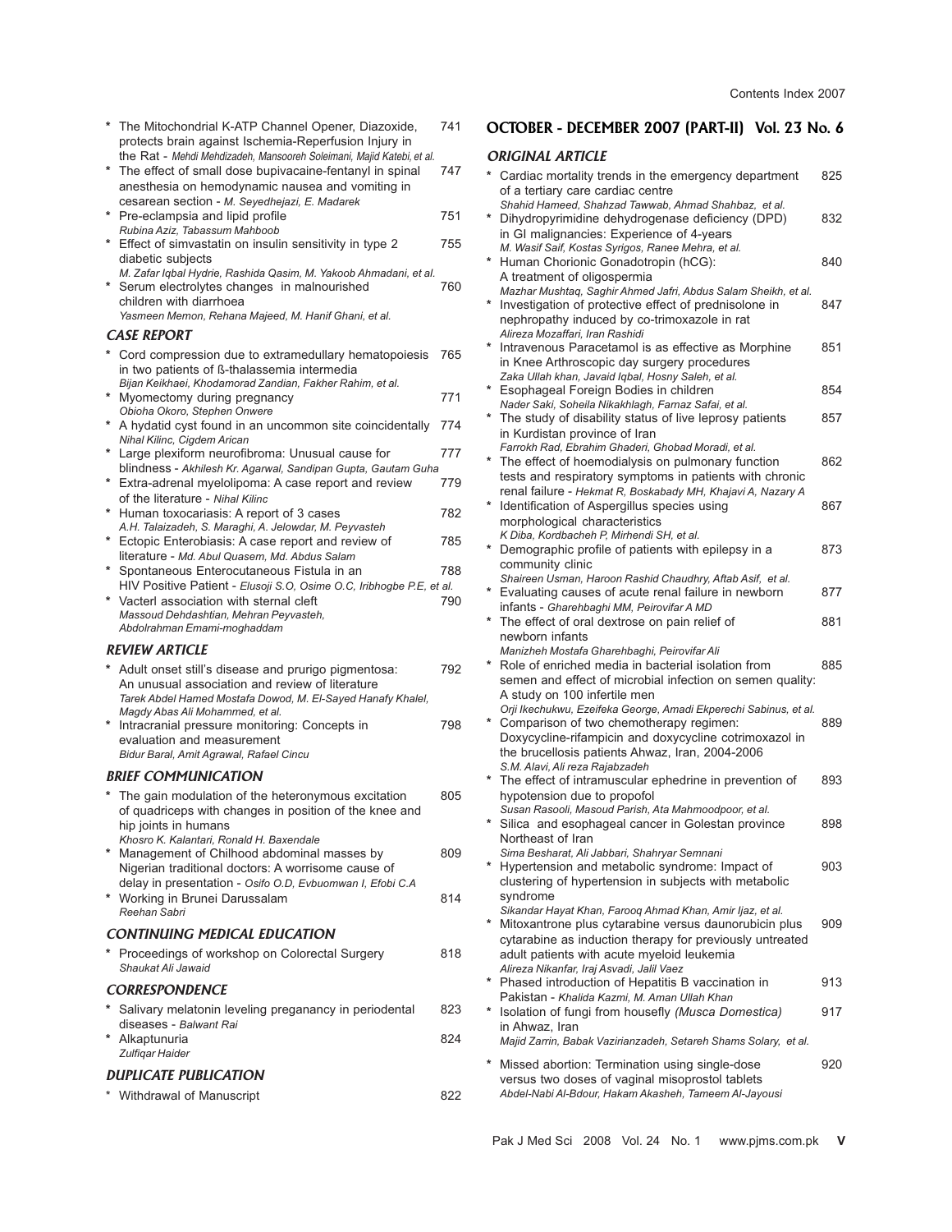* The Mitochondrial K-ATP Channel Opener, Diazoxide, protects brain against Ischemia-Reperfusion Injury in the Rat - *Mehdi Mehdizadeh, Mansooreh Soleimani, Majid Katebi, et al.* 741
* The effect of small dose bupivacaine-fentanyl in spinal anesthesia on hemodynamic nausea and vomiting in cesarean section - *M. Seyedhejazi, E. Madarek* 747
* Pre-eclampsia and lipid profile *Rubina Aziz, Tabassum Mahboob* 751
* Effect of simvastatin on insulin sensitivity in type 2 diabetic subjects *M. Zafar Iqbal Hydrie, Rashida Qasim, M. Yakoob Ahmadani, et al.* 755
* Serum electrolytes changes in malnourished children with diarrhoea *Yasmeen Memon, Rehana Majeed, M. Hanif Ghani, et al.* 760

## CASE REPORT

* Cord compression due to extramedullary hematopoiesis in two patients of ß-thalassemia intermedia *Bijan Keikhaei, Khodamorad Zandian, Fakher Rahim, et al.* 765
* Myomectomy during pregnancy *Obioha Okoro, Stephen Onwere* 771
* A hydatid cyst found in an uncommon site coincidentally *Nihal Kilinc, Cigdem Arican* 774
* Large plexiform neurofibroma: Unusual cause for blindness - *Akhilesh Kr. Agarwal, Sandipan Gupta, Gautam Guha* 777
* Extra-adrenal myelolipoma: A case report and review of the literature - *Nihal Kilinc* 779
* Human toxocariasis: A report of 3 cases *A.H. Talaizadeh, S. Maraghi, A. Jelowdar, M. Peyvasteh* 782
* Ectopic Enterobiasis: A case report and review of literature - *Md. Abul Quasem, Md. Abdus Salam* 785
* Spontaneous Enterocutaneous Fistula in an HIV Positive Patient - *Elusoji S.O, Osime O.C, Iribhogbe P.E, et al.* 788
* Vacterl association with sternal cleft *Massoud Dehdashtian, Mehran Peyvasteh, Abdolrahman Emami-moghaddam* 790

## REVIEW ARTICLE

* Adult onset still's disease and prurigo pigmentosa: An unusual association and review of literature *Tarek Abdel Hamed Mostafa Dowod, M. El-Sayed Hanafy Khalel, Magdy Abas Ali Mohammed, et al.* 792
* Intracranial pressure monitoring: Concepts in evaluation and measurement *Bidur Baral, Amit Agrawal, Rafael Cincu* 798

## BRIEF COMMUNICATION

* The gain modulation of the heteronymous excitation of quadriceps with changes in position of the knee and hip joints in humans *Khosro K. Kalantari, Ronald H. Baxendale* 805
* Management of Chilhood abdominal masses by Nigerian traditional doctors: A worrisome cause of delay in presentation - *Osifo O.D, Evbuomwan I, Efobi C.A* 809
* Working in Brunei Darussalam *Reehan Sabri* 814

## CONTINUING MEDICAL EDUCATION

* Proceedings of workshop on Colorectal Surgery *Shaukat Ali Jawaid* 818

## CORRESPONDENCE

* Salivary melatonin leveling preganancy in periodental diseases - *Balwant Rai* 823
* Alkaptunuria *Zulfiqar Haider* 824

## DUPLICATE PUBLICATION

* Withdrawal of Manuscript 822

# OCTOBER - DECEMBER 2007 (PART-II) Vol. 23 No. 6

## ORIGINAL ARTICLE

* Cardiac mortality trends in the emergency department of a tertiary care cardiac centre *Shahid Hameed, Shahzad Tawwab, Ahmad Shahbaz, et al.* 825
* Dihydropyrimidine dehydrogenase deficiency (DPD) in GI malignancies: Experience of 4-years *M. Wasif Saif, Kostas Syrigos, Ranee Mehra, et al.* 832
* Human Chorionic Gonadotropin (hCG): A treatment of oligospermia *Mazhar Mushtaq, Saghir Ahmed Jafri, Abdus Salam Sheikh, et al.* 840
* Investigation of protective effect of prednisolone in nephropathy induced by co-trimoxazole in rat *Alireza Mozaffari, Iran Rashidi* 847
* Intravenous Paracetamol is as effective as Morphine in Knee Arthroscopic day surgery procedures *Zaka Ullah khan, Javaid Iqbal, Hosny Saleh, et al.* 851
* Esophageal Foreign Bodies in children *Nader Saki, Soheila Nikakhlagh, Farnaz Safai, et al.* 854
* The study of disability status of live leprosy patients in Kurdistan province of Iran *Farrokh Rad, Ebrahim Ghaderi, Ghobad Moradi, et al.* 857
* The effect of hoemodialysis on pulmonary function tests and respiratory symptoms in patients with chronic renal failure - *Hekmat R, Boskabady MH, Khajavi A, Nazary A* 862
* Identification of Aspergillus species using morphological characteristics *K Diba, Kordbacheh P, Mirhendi SH, et al.* 867
* Demographic profile of patients with epilepsy in a community clinic *Shaireen Usman, Haroon Rashid Chaudhry, Aftab Asif, et al.* 873
* Evaluating causes of acute renal failure in newborn infants - *Gharehbaghi MM, Peirovifar A MD* 877
* The effect of oral dextrose on pain relief of newborn infants *Manizheh Mostafa Gharehbaghi, Peirovifar Ali* 881
* Role of enriched media in bacterial isolation from semen and effect of microbial infection on semen quality: A study on 100 infertile men *Orji Ikechukwu, Ezeifeka George, Amadi Ekperechi Sabinus, et al.* 885
* Comparison of two chemotherapy regimen: Doxycycline-rifampicin and doxycycline cotrimoxazol in the brucellosis patients Ahwaz, Iran, 2004-2006 *S.M. Alavi, Ali reza Rajabzadeh* 889
* The effect of intramuscular ephedrine in prevention of hypotension due to propofol *Susan Rasooli, Masoud Parish, Ata Mahmoodpoor, et al.* 893
* Silica and esophageal cancer in Golestan province Northeast of Iran *Sima Besharat, Ali Jabbari, Shahryar Semnani* 898
* Hypertension and metabolic syndrome: Impact of clustering of hypertension in subjects with metabolic syndrome *Sikandar Hayat Khan, Farooq Ahmad Khan, Amir Ijaz, et al.* 903
* Mitoxantrone plus cytarabine versus daunorubicin plus cytarabine as induction therapy for previously untreated adult patients with acute myeloid leukemia *Alireza Nikanfar, Iraj Asvadi, Jalil Vaez* 909
* Phased introduction of Hepatitis B vaccination in Pakistan - *Khalida Kazmi, M. Aman Ullah Khan* 913
* Isolation of fungi from housefly *(Musca Domestica)* in Ahwaz, Iran *Majid Zarrin, Babak Vazirianzadeh, Setareh Shams Solary, et al.* 917
* Missed abortion: Termination using single-dose versus two doses of vaginal misoprostol tablets *Abdel-Nabi Al-Bdour, Hakam Akasheh, Tameem Al-Jayousi* 920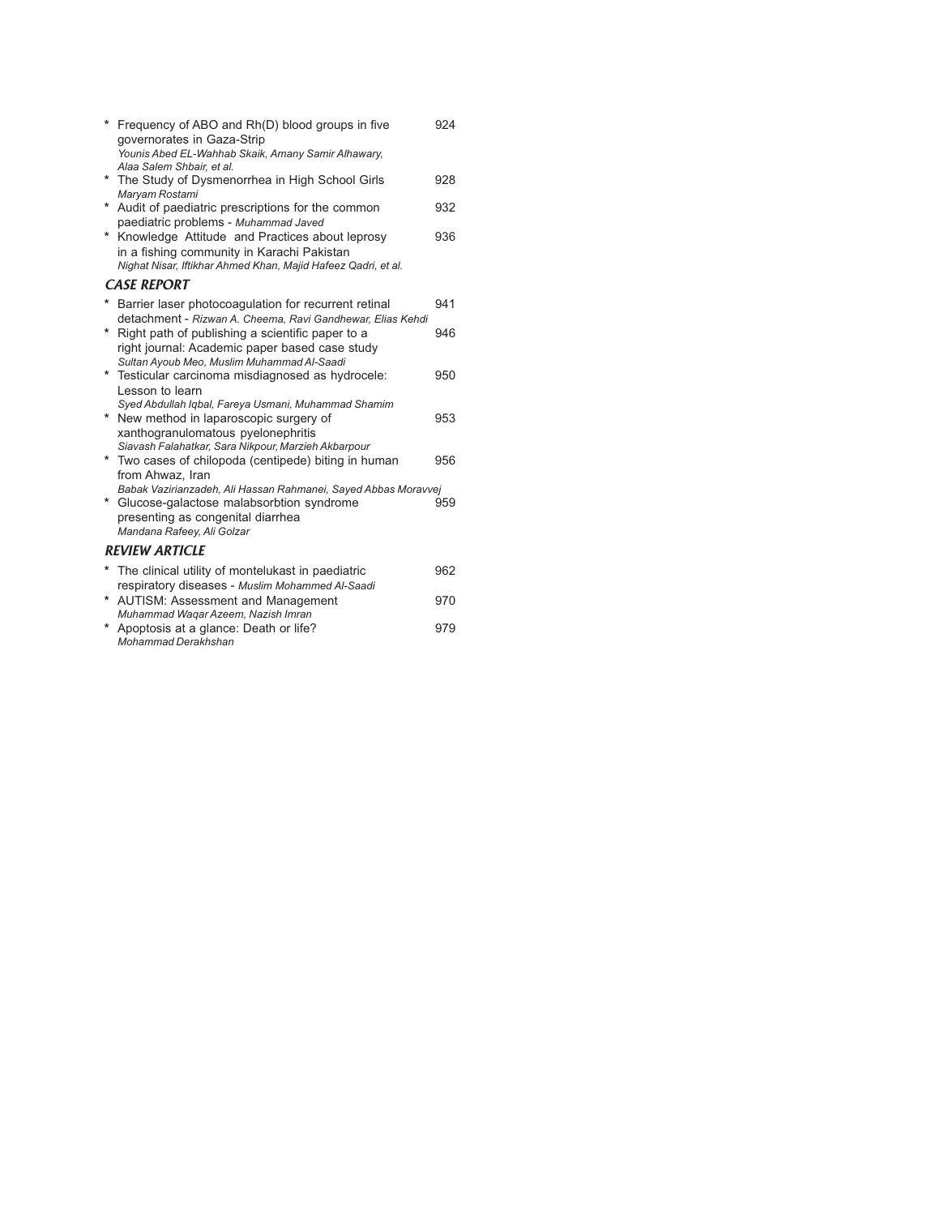* Frequency of ABO and Rh(D) blood groups in five governorates in Gaza-Strip 924
  *Younis Abed EL-Wahhab Skaik, Amany Samir Alhawary, Alaa Salem Shbair, et al.*
* The Study of Dysmenorrhea in High School Girls 928
  *Maryam Rostami*
* Audit of paediatric prescriptions for the common paediatric problems - *Muhammad Javed* 932
* Knowledge Attitude and Practices about leprosy in a fishing community in Karachi Pakistan 936
  *Nighat Nisar, Iftikhar Ahmed Khan, Majid Hafeez Qadri, et al.*

## CASE REPORT

* Barrier laser photocoagulation for recurrent retinal detachment - *Rizwan A. Cheema, Ravi Gandhewar, Elias Kehdi* 941
* Right path of publishing a scientific paper to a right journal: Academic paper based case study 946
  *Sultan Ayoub Meo, Muslim Muhammad Al-Saadi*
* Testicular carcinoma misdiagnosed as hydrocele: Lesson to learn 950
  *Syed Abdullah Iqbal, Fareya Usmani, Muhammad Shamim*
* New method in laparoscopic surgery of xanthogranulomatous pyelonephritis 953
  *Siavash Falahatkar, Sara Nikpour, Marzieh Akbarpour*
* Two cases of chilopoda (centipede) biting in human from Ahwaz, Iran 956
  *Babak Vazirianzadeh, Ali Hassan Rahmanei, Sayed Abbas Moravvej*
* Glucose-galactose malabsorbtion syndrome presenting as congenital diarrhea 959
  *Mandana Rafeey, Ali Golzar*

## REVIEW ARTICLE

* The clinical utility of montelukast in paediatric respiratory diseases - *Muslim Mohammed Al-Saadi* 962
* AUTISM: Assessment and Management 970
  *Muhammad Waqar Azeem, Nazish Imran*
* Apoptosis at a glance: Death or life? 979
  *Mohammad Derakhshan*